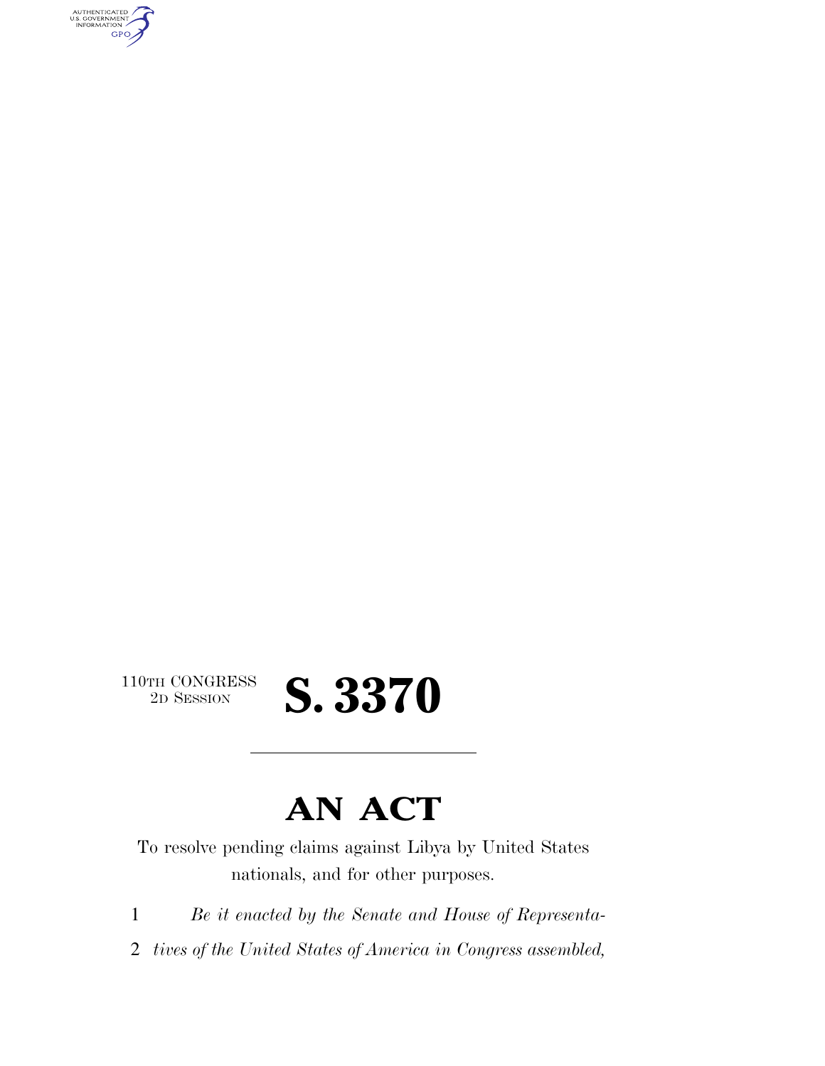110TH CONGRESS
2D SESSION

# S. 3370

## AN ACT

To resolve pending claims against Libya by United States nationals, and for other purposes.

1 *Be it enacted by the Senate and House of Representa-*
2 *tives of the United States of America in Congress assembled,*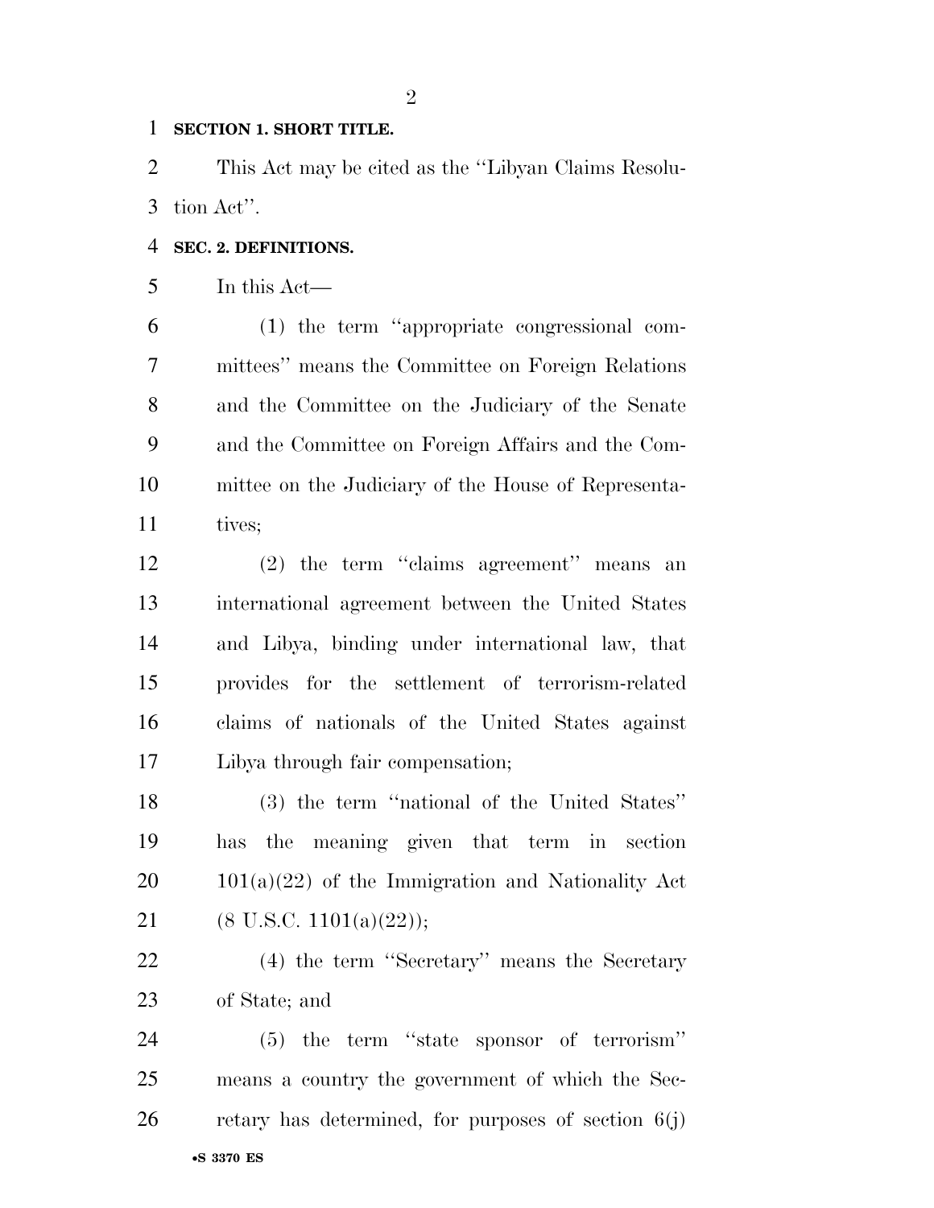**SECTION 1. SHORT TITLE.**

This Act may be cited as the ''Libyan Claims Resolution Act''.

**SEC. 2. DEFINITIONS.**

In this Act—

(1) the term ''appropriate congressional committees'' means the Committee on Foreign Relations and the Committee on the Judiciary of the Senate and the Committee on Foreign Affairs and the Committee on the Judiciary of the House of Representatives;

(2) the term ''claims agreement'' means an international agreement between the United States and Libya, binding under international law, that provides for the settlement of terrorism-related claims of nationals of the United States against Libya through fair compensation;

(3) the term ''national of the United States'' has the meaning given that term in section 101(a)(22) of the Immigration and Nationality Act (8 U.S.C. 1101(a)(22));

(4) the term ''Secretary'' means the Secretary of State; and

(5) the term ''state sponsor of terrorism'' means a country the government of which the Secretary has determined, for purposes of section 6(j)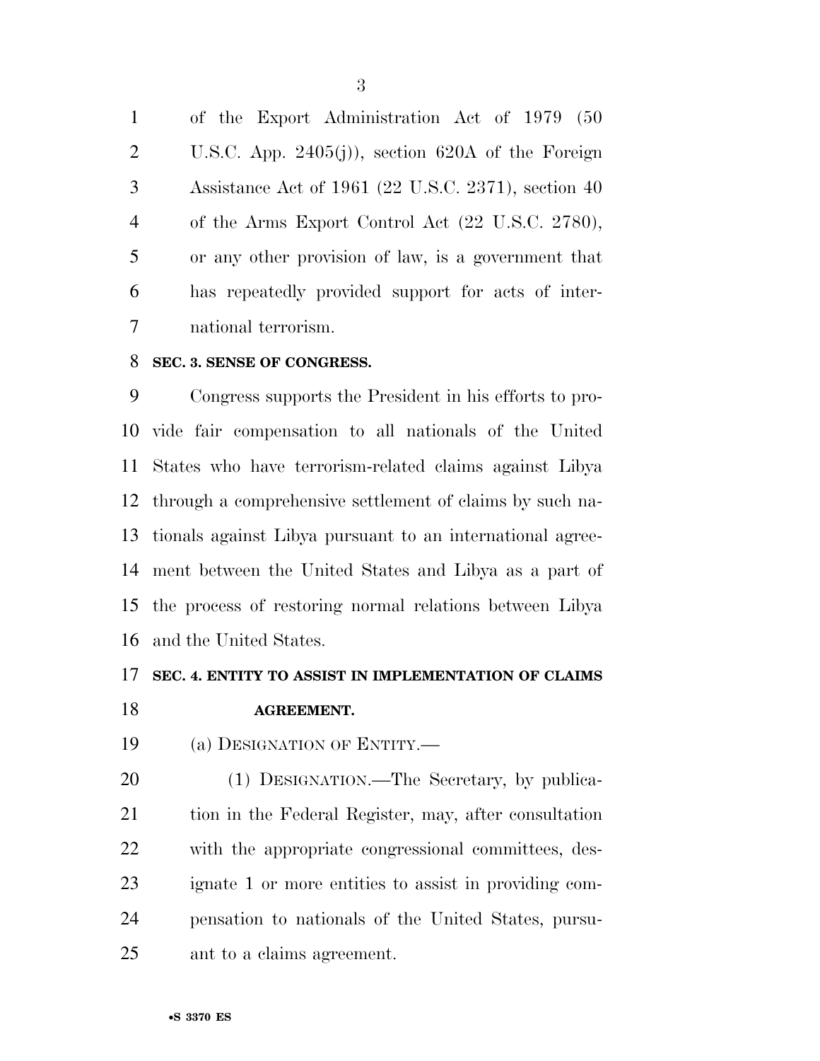of the Export Administration Act of 1979 (50 U.S.C. App. 2405(j)), section 620A of the Foreign Assistance Act of 1961 (22 U.S.C. 2371), section 40 of the Arms Export Control Act (22 U.S.C. 2780), or any other provision of law, is a government that has repeatedly provided support for acts of international terrorism.

**SEC. 3. SENSE OF CONGRESS.**

Congress supports the President in his efforts to provide fair compensation to all nationals of the United States who have terrorism-related claims against Libya through a comprehensive settlement of claims by such nationals against Libya pursuant to an international agreement between the United States and Libya as a part of the process of restoring normal relations between Libya and the United States.

**SEC. 4. ENTITY TO ASSIST IN IMPLEMENTATION OF CLAIMS AGREEMENT.**

(a) DESIGNATION OF ENTITY.—

(1) DESIGNATION.—The Secretary, by publication in the Federal Register, may, after consultation with the appropriate congressional committees, designate 1 or more entities to assist in providing compensation to nationals of the United States, pursuant to a claims agreement.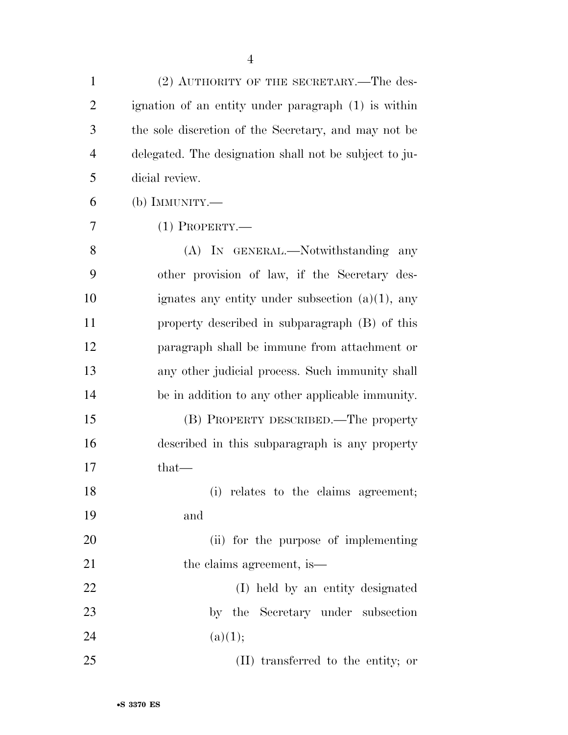(2) AUTHORITY OF THE SECRETARY.—The designation of an entity under paragraph (1) is within the sole discretion of the Secretary, and may not be delegated. The designation shall not be subject to judicial review.

(b) IMMUNITY.—

(1) PROPERTY.—

(A) IN GENERAL.—Notwithstanding any other provision of law, if the Secretary designates any entity under subsection (a)(1), any property described in subparagraph (B) of this paragraph shall be immune from attachment or any other judicial process. Such immunity shall be in addition to any other applicable immunity.

(B) PROPERTY DESCRIBED.—The property described in this subparagraph is any property that—

(i) relates to the claims agreement; and

(ii) for the purpose of implementing the claims agreement, is—

(I) held by an entity designated by the Secretary under subsection (a)(1);

(II) transferred to the entity; or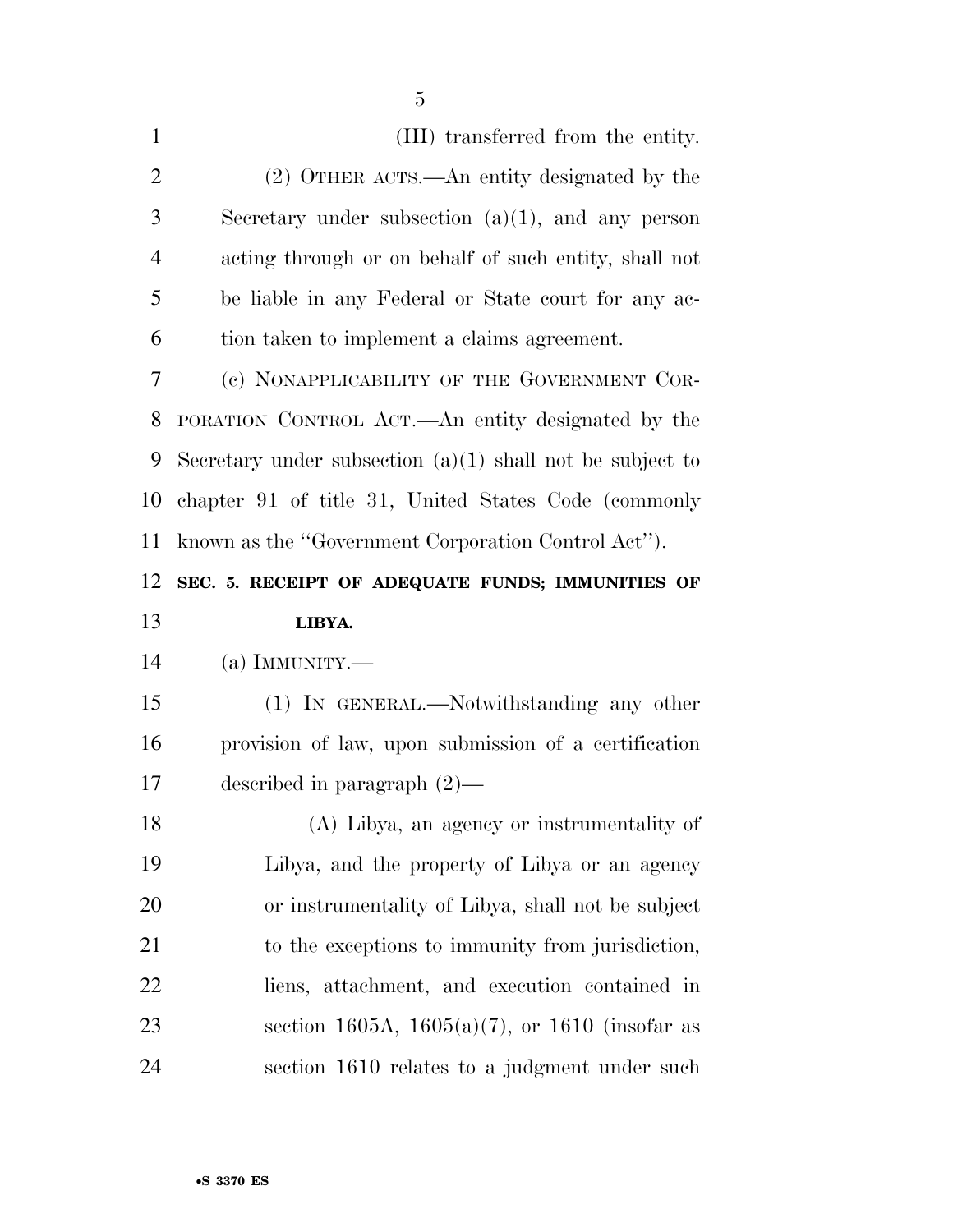(III) transferred from the entity.

(2) OTHER ACTS.—An entity designated by the Secretary under subsection (a)(1), and any person acting through or on behalf of such entity, shall not be liable in any Federal or State court for any action taken to implement a claims agreement.

(c) NONAPPLICABILITY OF THE GOVERNMENT CORPORATION CONTROL ACT.—An entity designated by the Secretary under subsection (a)(1) shall not be subject to chapter 91 of title 31, United States Code (commonly known as the ''Government Corporation Control Act'').

**SEC. 5. RECEIPT OF ADEQUATE FUNDS; IMMUNITIES OF LIBYA.**

(a) IMMUNITY.—

(1) IN GENERAL.—Notwithstanding any other provision of law, upon submission of a certification described in paragraph (2)—

(A) Libya, an agency or instrumentality of Libya, and the property of Libya or an agency or instrumentality of Libya, shall not be subject to the exceptions to immunity from jurisdiction, liens, attachment, and execution contained in section 1605A, 1605(a)(7), or 1610 (insofar as section 1610 relates to a judgment under such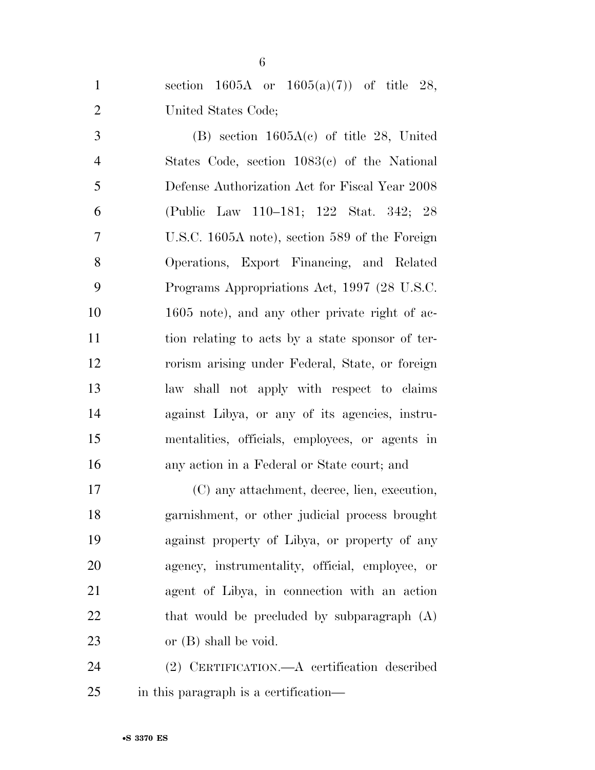section 1605A or 1605(a)(7)) of title 28, United States Code;

(B) section 1605A(c) of title 28, United States Code, section 1083(c) of the National Defense Authorization Act for Fiscal Year 2008 (Public Law 110–181; 122 Stat. 342; 28 U.S.C. 1605A note), section 589 of the Foreign Operations, Export Financing, and Related Programs Appropriations Act, 1997 (28 U.S.C. 1605 note), and any other private right of action relating to acts by a state sponsor of terrorism arising under Federal, State, or foreign law shall not apply with respect to claims against Libya, or any of its agencies, instrumentalities, officials, employees, or agents in any action in a Federal or State court; and

(C) any attachment, decree, lien, execution, garnishment, or other judicial process brought against property of Libya, or property of any agency, instrumentality, official, employee, or agent of Libya, in connection with an action that would be precluded by subparagraph (A) or (B) shall be void.

(2) CERTIFICATION.—A certification described in this paragraph is a certification—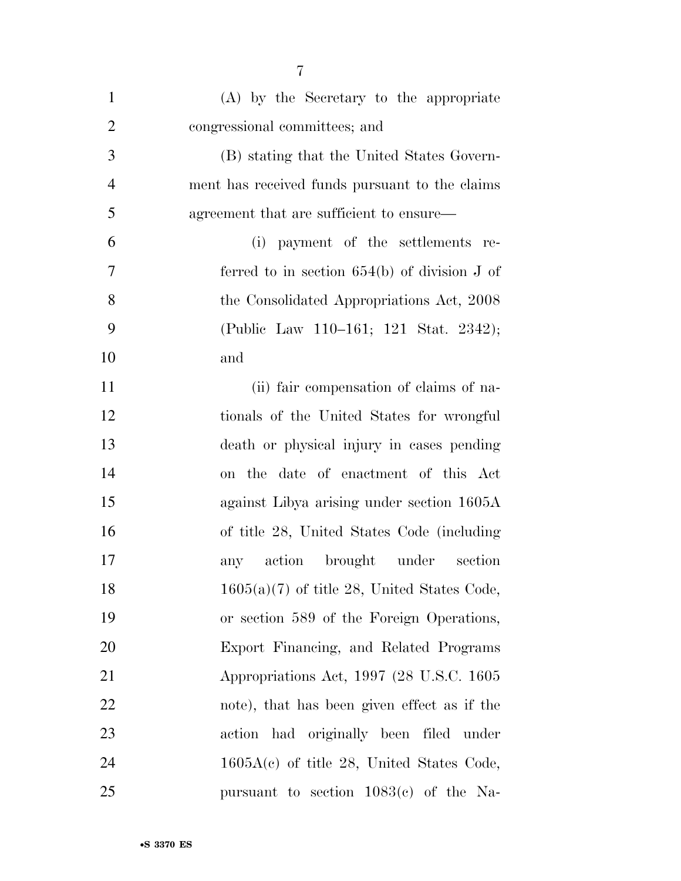(A) by the Secretary to the appropriate congressional committees; and

(B) stating that the United States Government has received funds pursuant to the claims agreement that are sufficient to ensure—

(i) payment of the settlements referred to in section 654(b) of division J of the Consolidated Appropriations Act, 2008 (Public Law 110–161; 121 Stat. 2342); and

(ii) fair compensation of claims of nationals of the United States for wrongful death or physical injury in cases pending on the date of enactment of this Act against Libya arising under section 1605A of title 28, United States Code (including any action brought under section 1605(a)(7) of title 28, United States Code, or section 589 of the Foreign Operations, Export Financing, and Related Programs Appropriations Act, 1997 (28 U.S.C. 1605 note), that has been given effect as if the action had originally been filed under 1605A(c) of title 28, United States Code, pursuant to section 1083(c) of the Na-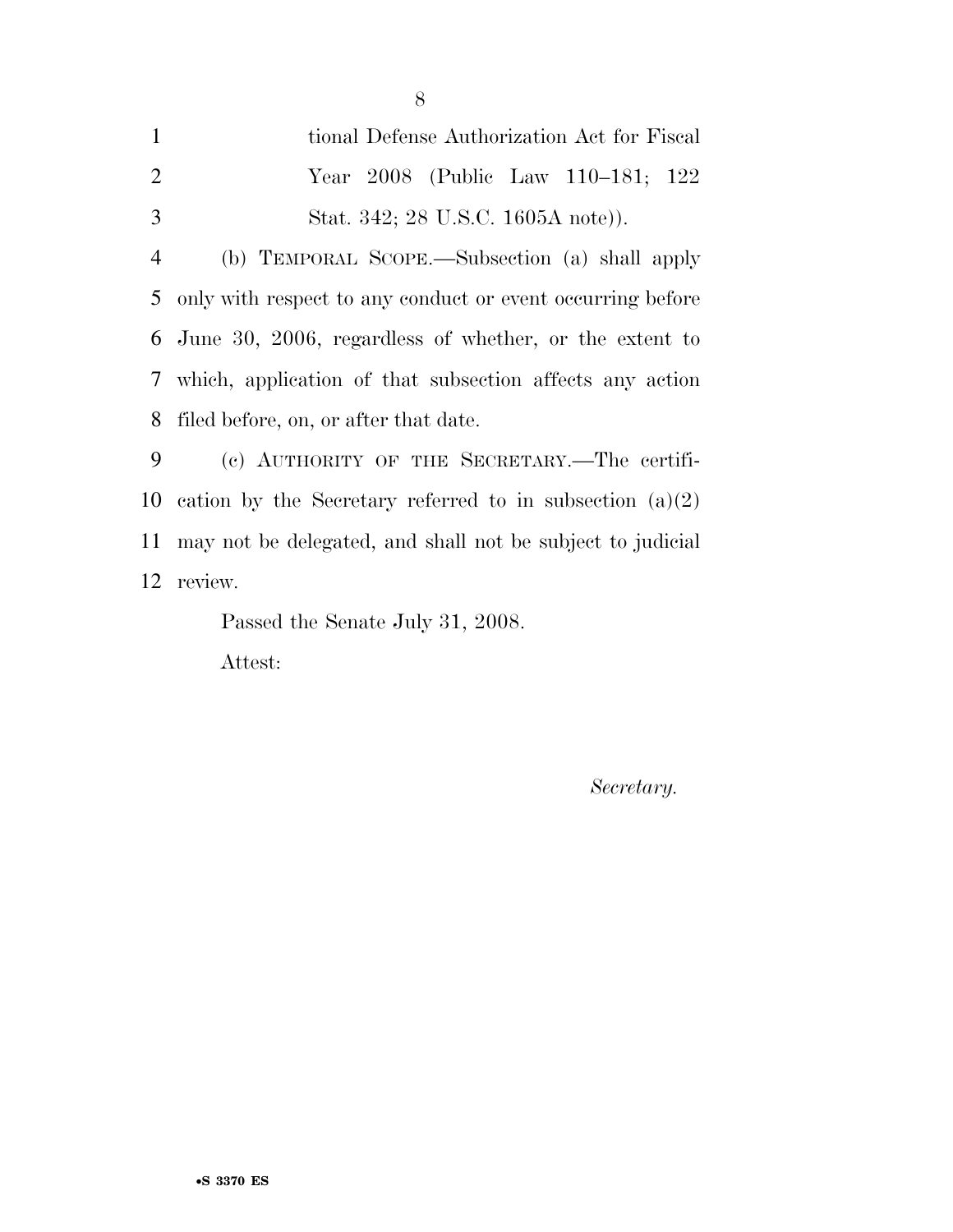tional Defense Authorization Act for Fiscal Year 2008 (Public Law 110–181; 122 Stat. 342; 28 U.S.C. 1605A note)).

(b) TEMPORAL SCOPE.—Subsection (a) shall apply only with respect to any conduct or event occurring before June 30, 2006, regardless of whether, or the extent to which, application of that subsection affects any action filed before, on, or after that date.

(c) AUTHORITY OF THE SECRETARY.—The certification by the Secretary referred to in subsection (a)(2) may not be delegated, and shall not be subject to judicial review.

Passed the Senate July 31, 2008.

Attest:

*Secretary.*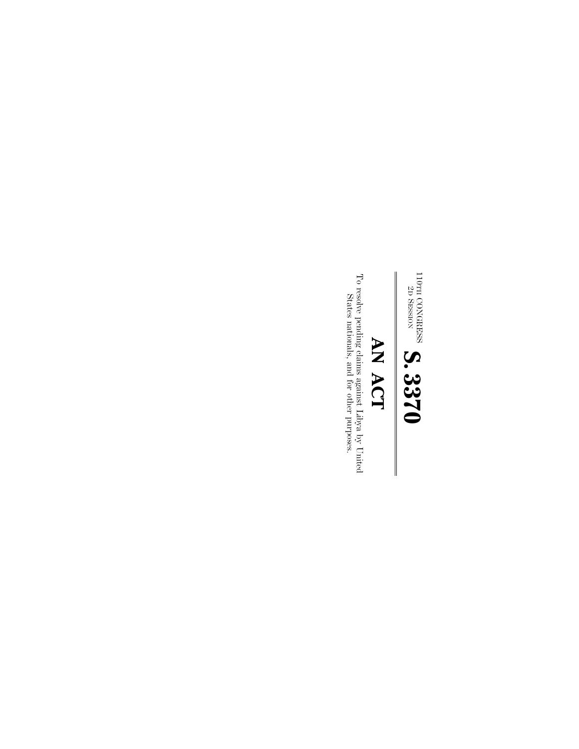110TH CONGRESS
2D SESSION

# S. 3370

---

# AN ACT

To resolve pending claims against Libya by United States nationals, and for other purposes.